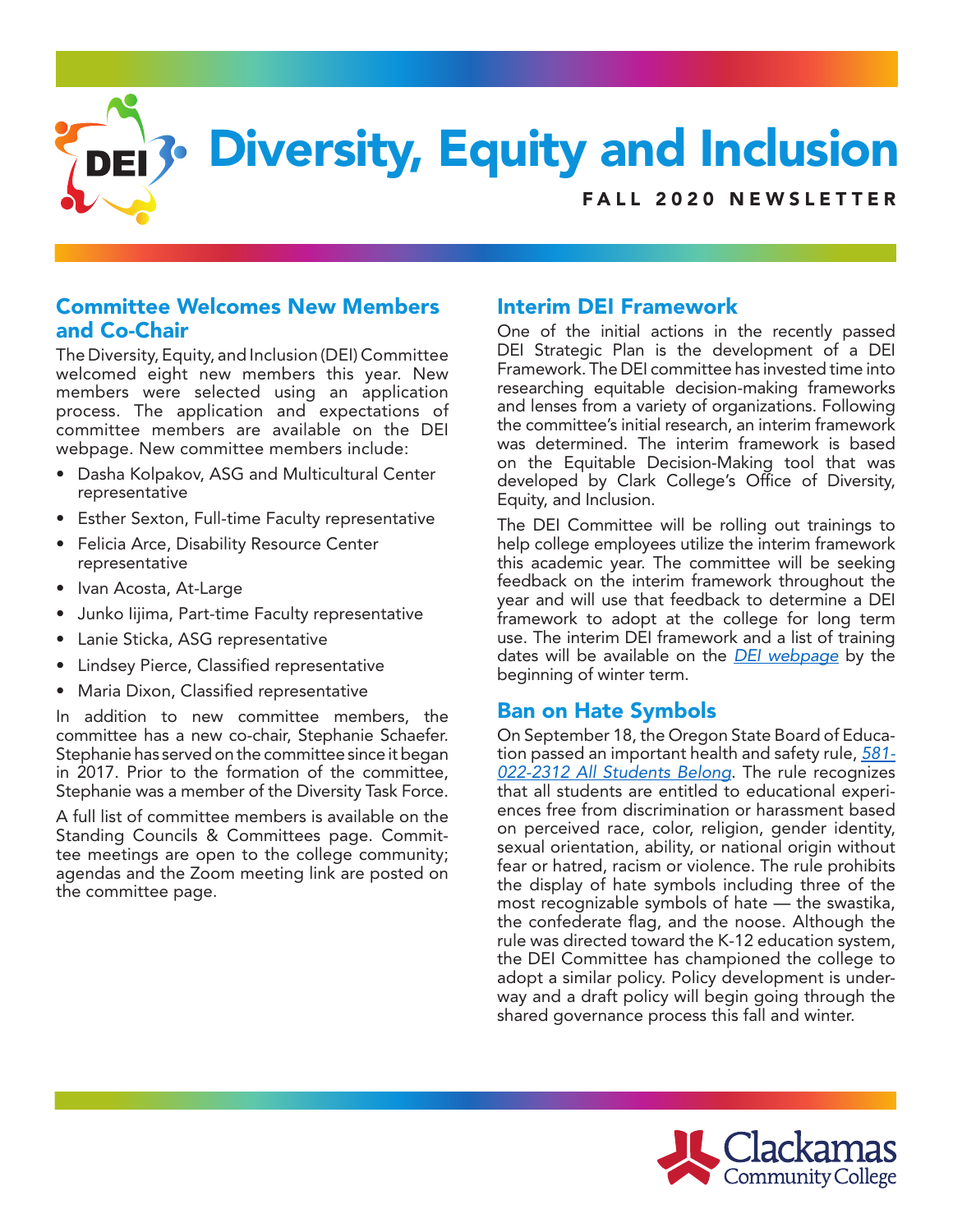# Diversity, Equity and Inclusion

FALL 2020 NEWSLETTER

## Committee Welcomes New Members and Co-Chair

The Diversity, Equity, and Inclusion (DEI) Committee welcomed eight new members this year. New members were selected using an application process. The application and expectations of committee members are available on the DEI webpage. New committee members include:

- Dasha Kolpakov, ASG and Multicultural Center representative
- Esther Sexton, Full-time Faculty representative
- Felicia Arce, Disability Resource Center representative
- Ivan Acosta, At-Large
- Junko Iijima, Part-time Faculty representative
- Lanie Sticka, ASG representative
- Lindsey Pierce, Classified representative
- Maria Dixon, Classified representative

In addition to new committee members, the committee has a new co-chair, Stephanie Schaefer. Stephanie has served on the committee since it began in 2017. Prior to the formation of the committee, Stephanie was a member of the Diversity Task Force.

A full list of committee members is available on the Standing Councils & Committees page. Committee meetings are open to the college community; agendas and the Zoom meeting link are posted on the committee page.

## Interim DEI Framework

One of the initial actions in the recently passed DEI Strategic Plan is the development of a DEI Framework. The DEI committee has invested time into researching equitable decision-making frameworks and lenses from a variety of organizations. Following the committee's initial research, an interim framework was determined. The interim framework is based on the Equitable Decision-Making tool that was developed by Clark College's Office of Diversity, Equity, and Inclusion.

The DEI Committee will be rolling out trainings to help college employees utilize the interim framework this academic year. The committee will be seeking feedback on the interim framework throughout the year and will use that feedback to determine a DEI framework to adopt at the college for long term use. The interim DEI framework and a list of training dates will be available on the *DEI webpage* by the beginning of winter term.

## Ban on Hate Symbols

On September 18, the Oregon State Board of Education passed an important health and safety rule, *581-022-2312 All Students Belong*. The rule recognizes that all students are entitled to educational experiences free from discrimination or harassment based on perceived race, color, religion, gender identity, sexual orientation, ability, or national origin without fear or hatred, racism or violence. The rule prohibits the display of hate symbols including three of the most recognizable symbols of hate — the swastika, the confederate flag, and the noose. Although the rule was directed toward the K-12 education system, the DEI Committee has championed the college to adopt a similar policy. Policy development is underway and a draft policy will begin going through the shared governance process this fall and winter.

Clackamas Community College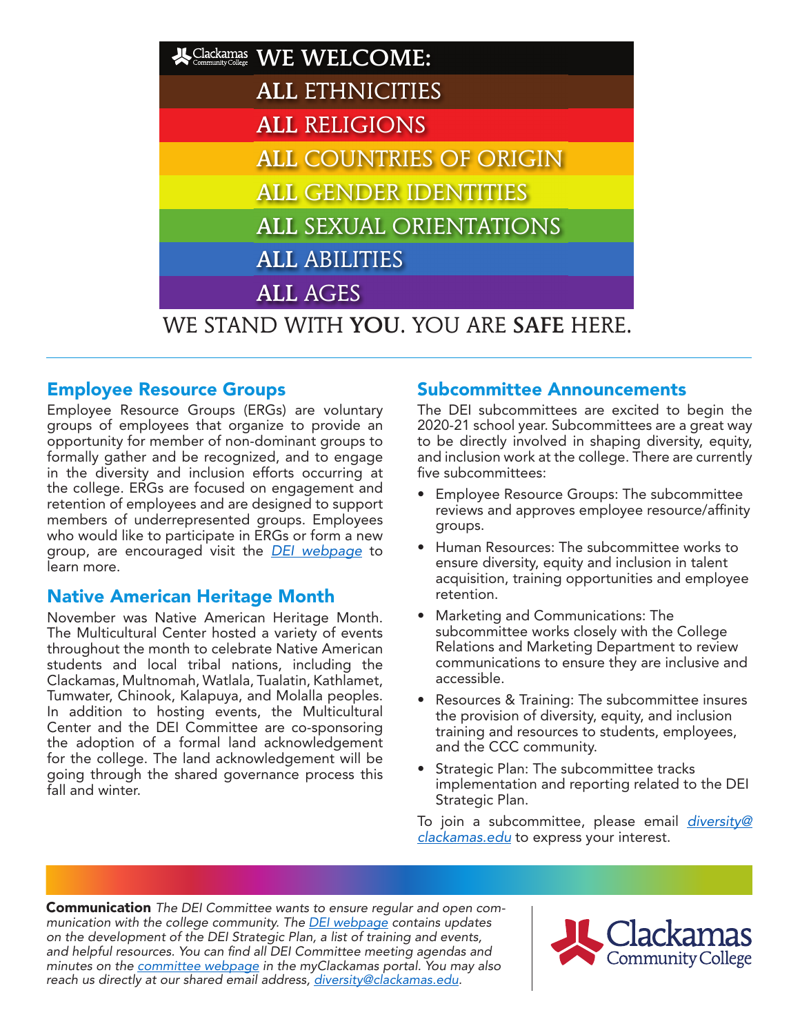Clackamas Community College **WE WELCOME:**

ALL ETHNICITIES

ALL RELIGIONS

ALL COUNTRIES OF ORIGIN

ALL GENDER IDENTITIES

ALL SEXUAL ORIENTATIONS

ALL ABILITIES

ALL AGES

WE STAND WITH **YOU**. YOU ARE **SAFE** HERE.

## Employee Resource Groups

Employee Resource Groups (ERGs) are voluntary groups of employees that organize to provide an opportunity for member of non-dominant groups to formally gather and be recognized, and to engage in the diversity and inclusion efforts occurring at the college. ERGs are focused on engagement and retention of employees and are designed to support members of underrepresented groups. Employees who would like to participate in ERGs or form a new group, are encouraged visit the *DEI webpage* to learn more.

## Native American Heritage Month

November was Native American Heritage Month. The Multicultural Center hosted a variety of events throughout the month to celebrate Native American students and local tribal nations, including the Clackamas, Multnomah, Watlala, Tualatin, Kathlamet, Tumwater, Chinook, Kalapuya, and Molalla peoples. In addition to hosting events, the Multicultural Center and the DEI Committee are co-sponsoring the adoption of a formal land acknowledgement for the college. The land acknowledgement will be going through the shared governance process this fall and winter.

## Subcommittee Announcements

The DEI subcommittees are excited to begin the 2020-21 school year. Subcommittees are a great way to be directly involved in shaping diversity, equity, and inclusion work at the college. There are currently five subcommittees:

- Employee Resource Groups: The subcommittee reviews and approves employee resource/affinity groups.
- Human Resources: The subcommittee works to ensure diversity, equity and inclusion in talent acquisition, training opportunities and employee retention.
- Marketing and Communications: The subcommittee works closely with the College Relations and Marketing Department to review communications to ensure they are inclusive and accessible.
- Resources & Training: The subcommittee insures the provision of diversity, equity, and inclusion training and resources to students, employees, and the CCC community.
- Strategic Plan: The subcommittee tracks implementation and reporting related to the DEI Strategic Plan.

To join a subcommittee, please email *diversity@clackamas.edu* to express your interest.

**Communication** *The DEI Committee wants to ensure regular and open communication with the college community. The DEI webpage contains updates on the development of the DEI Strategic Plan, a list of training and events, and helpful resources. You can find all DEI Committee meeting agendas and minutes on the committee webpage in the myClackamas portal. You may also reach us directly at our shared email address, diversity@clackamas.edu.*

Clackamas Community College